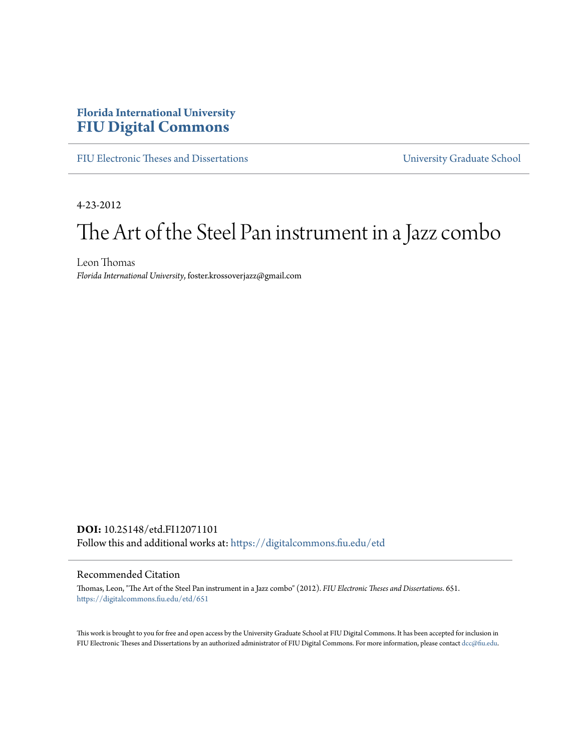**Florida International University**
# FIU Digital Commons

FIU Electronic Theses and Dissertations | University Graduate School

---

4-23-2012

# The Art of the Steel Pan instrument in a Jazz combo

Leon Thomas
*Florida International University*, foster.krossoverjazz@gmail.com

**DOI:** 10.25148/etd.FI12071101
Follow this and additional works at: https://digitalcommons.fiu.edu/etd

## Recommended Citation

Thomas, Leon, "The Art of the Steel Pan instrument in a Jazz combo" (2012). *FIU Electronic Theses and Dissertations*. 651.
https://digitalcommons.fiu.edu/etd/651

This work is brought to you for free and open access by the University Graduate School at FIU Digital Commons. It has been accepted for inclusion in FIU Electronic Theses and Dissertations by an authorized administrator of FIU Digital Commons. For more information, please contact dcc@fiu.edu.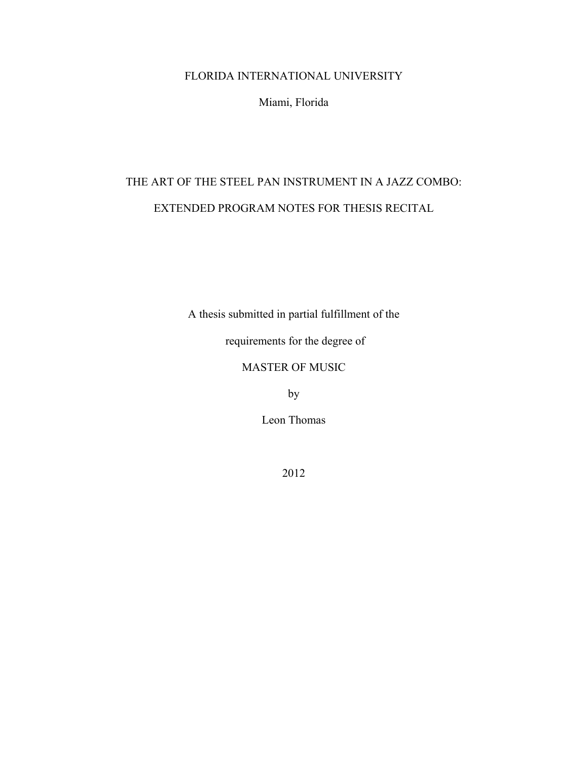FLORIDA INTERNATIONAL UNIVERSITY

Miami, Florida

# THE ART OF THE STEEL PAN INSTRUMENT IN A JAZZ COMBO:

# EXTENDED PROGRAM NOTES FOR THESIS RECITAL

A thesis submitted in partial fulfillment of the

requirements for the degree of

MASTER OF MUSIC

by

Leon Thomas

2012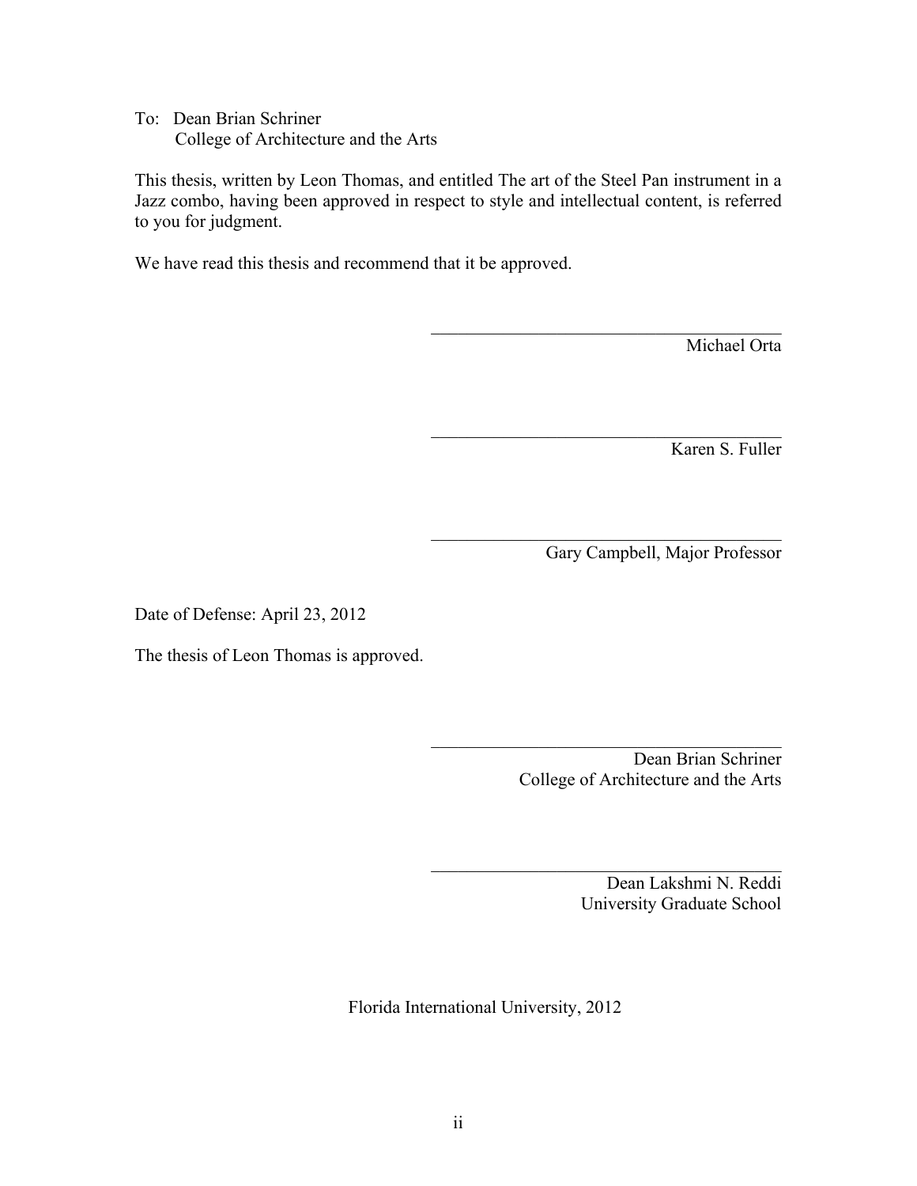To: Dean Brian Schriner
College of Architecture and the Arts

This thesis, written by Leon Thomas, and entitled The art of the Steel Pan instrument in a Jazz combo, having been approved in respect to style and intellectual content, is referred to you for judgment.

We have read this thesis and recommend that it be approved.

\_\_\_\_\_\_\_\_\_\_\_\_\_\_\_\_\_\_\_\_\_\_\_\_\_\_\_\_\_\_\_\_\_\_\_\_\_\_\_
Michael Orta

\_\_\_\_\_\_\_\_\_\_\_\_\_\_\_\_\_\_\_\_\_\_\_\_\_\_\_\_\_\_\_\_\_\_\_\_\_\_\_
Karen S. Fuller

\_\_\_\_\_\_\_\_\_\_\_\_\_\_\_\_\_\_\_\_\_\_\_\_\_\_\_\_\_\_\_\_\_\_\_\_\_\_\_
Gary Campbell, Major Professor

Date of Defense: April 23, 2012

The thesis of Leon Thomas is approved.

\_\_\_\_\_\_\_\_\_\_\_\_\_\_\_\_\_\_\_\_\_\_\_\_\_\_\_\_\_\_\_\_\_\_\_\_\_\_\_
Dean Brian Schriner
College of Architecture and the Arts

\_\_\_\_\_\_\_\_\_\_\_\_\_\_\_\_\_\_\_\_\_\_\_\_\_\_\_\_\_\_\_\_\_\_\_\_\_\_\_
Dean Lakshmi N. Reddi
University Graduate School

Florida International University, 2012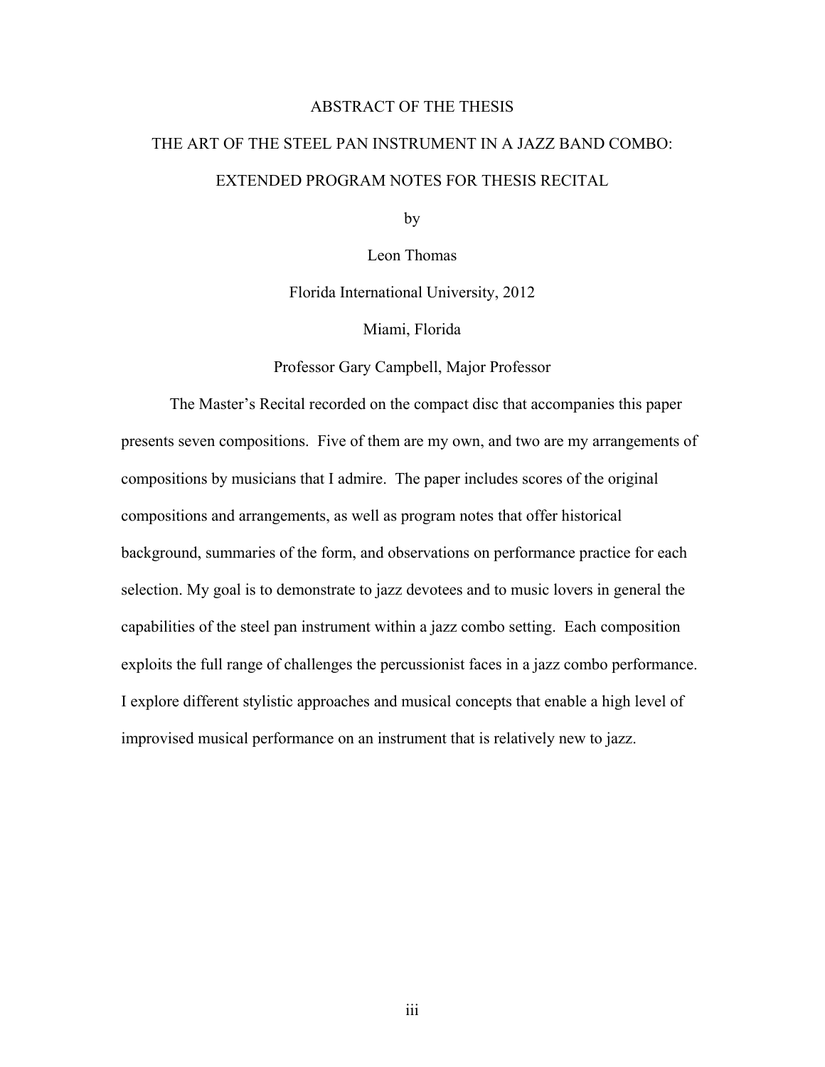# ABSTRACT OF THE THESIS

## THE ART OF THE STEEL PAN INSTRUMENT IN A JAZZ BAND COMBO: EXTENDED PROGRAM NOTES FOR THESIS RECITAL

by

Leon Thomas

Florida International University, 2012

Miami, Florida

Professor Gary Campbell, Major Professor

The Master's Recital recorded on the compact disc that accompanies this paper presents seven compositions. Five of them are my own, and two are my arrangements of compositions by musicians that I admire. The paper includes scores of the original compositions and arrangements, as well as program notes that offer historical background, summaries of the form, and observations on performance practice for each selection. My goal is to demonstrate to jazz devotees and to music lovers in general the capabilities of the steel pan instrument within a jazz combo setting. Each composition exploits the full range of challenges the percussionist faces in a jazz combo performance. I explore different stylistic approaches and musical concepts that enable a high level of improvised musical performance on an instrument that is relatively new to jazz.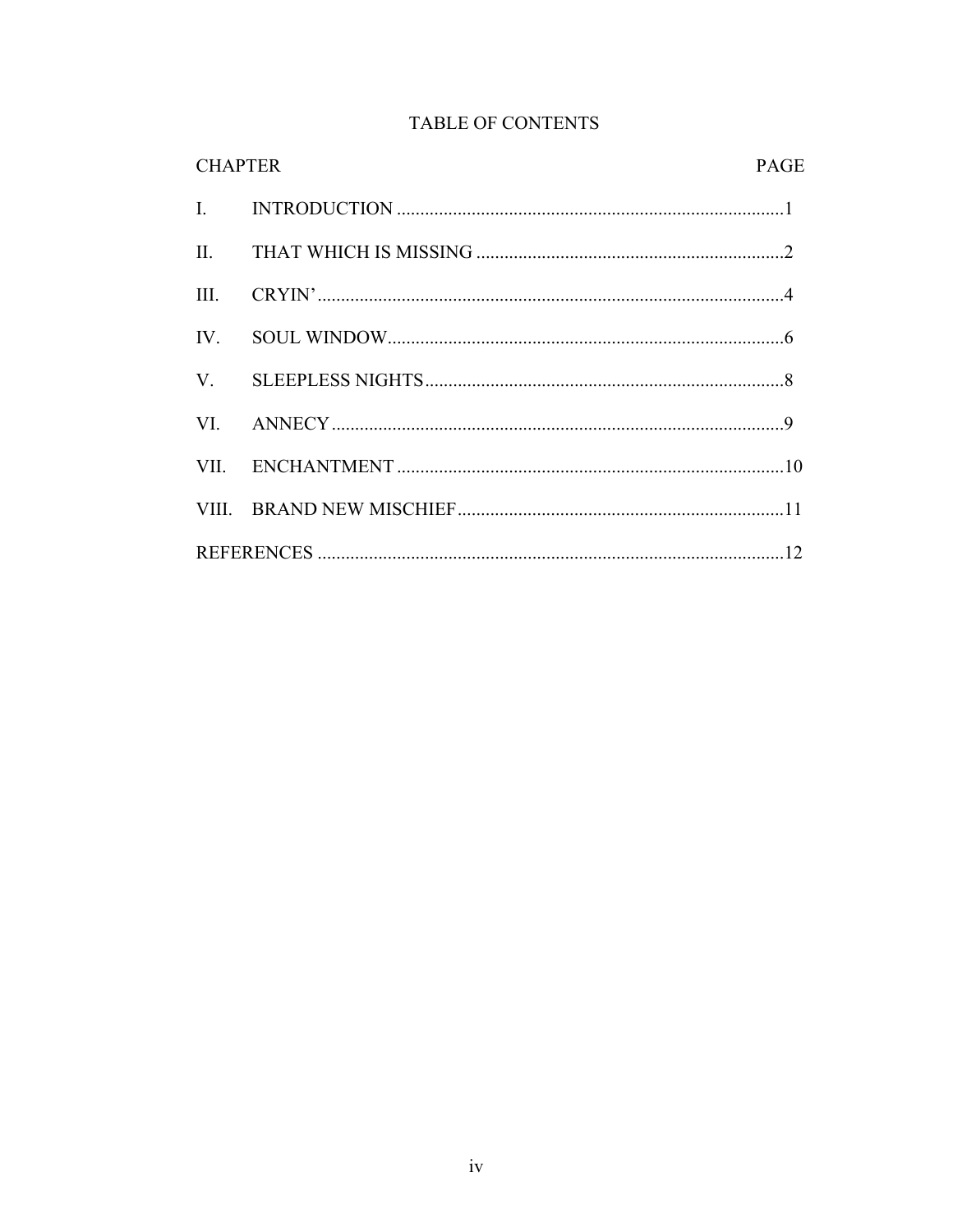# TABLE OF CONTENTS

| CHAPTER | | PAGE |
|---|---|---|
| I. | INTRODUCTION | 1 |
| II. | THAT WHICH IS MISSING | 2 |
| III. | CRYIN’ | 4 |
| IV. | SOUL WINDOW | 6 |
| V. | SLEEPLESS NIGHTS | 8 |
| VI. | ANNECY | 9 |
| VII. | ENCHANTMENT | 10 |
| VIII. | BRAND NEW MISCHIEF | 11 |
| REFERENCES | | 12 |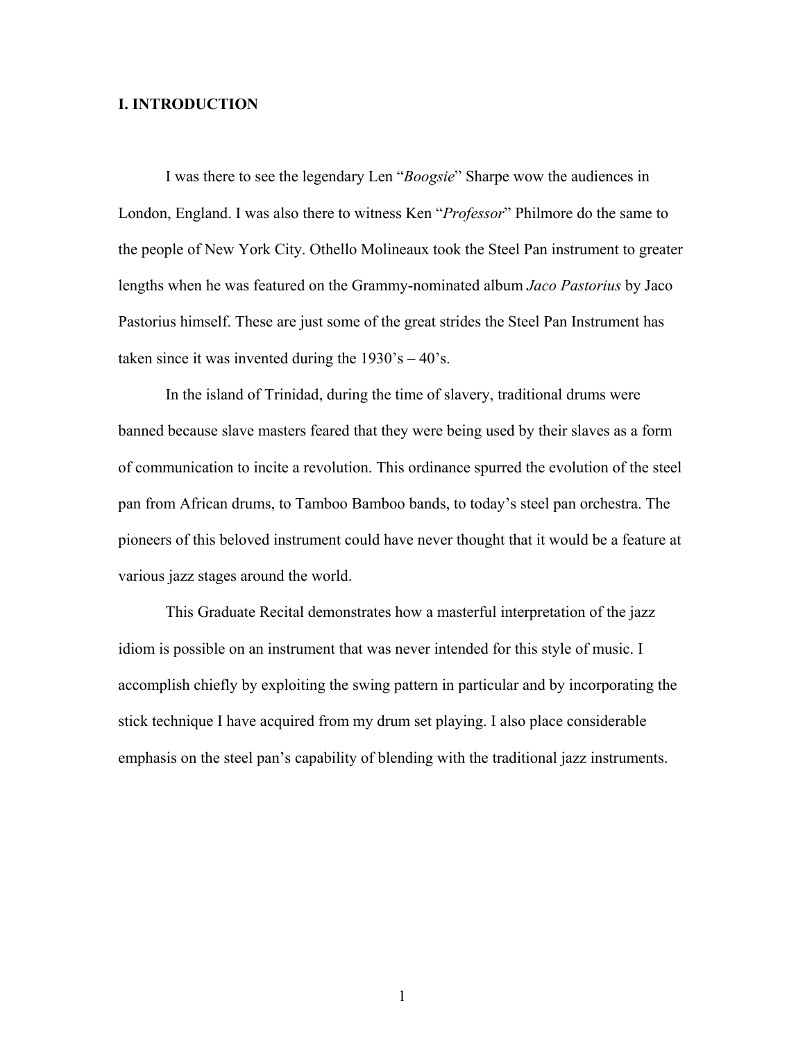## I. INTRODUCTION

I was there to see the legendary Len "*Boogsie*" Sharpe wow the audiences in London, England. I was also there to witness Ken "*Professor*" Philmore do the same to the people of New York City. Othello Molineaux took the Steel Pan instrument to greater lengths when he was featured on the Grammy-nominated album *Jaco Pastorius* by Jaco Pastorius himself. These are just some of the great strides the Steel Pan Instrument has taken since it was invented during the 1930's – 40's.

In the island of Trinidad, during the time of slavery, traditional drums were banned because slave masters feared that they were being used by their slaves as a form of communication to incite a revolution. This ordinance spurred the evolution of the steel pan from African drums, to Tamboo Bamboo bands, to today's steel pan orchestra. The pioneers of this beloved instrument could have never thought that it would be a feature at various jazz stages around the world.

This Graduate Recital demonstrates how a masterful interpretation of the jazz idiom is possible on an instrument that was never intended for this style of music. I accomplish chiefly by exploiting the swing pattern in particular and by incorporating the stick technique I have acquired from my drum set playing. I also place considerable emphasis on the steel pan's capability of blending with the traditional jazz instruments.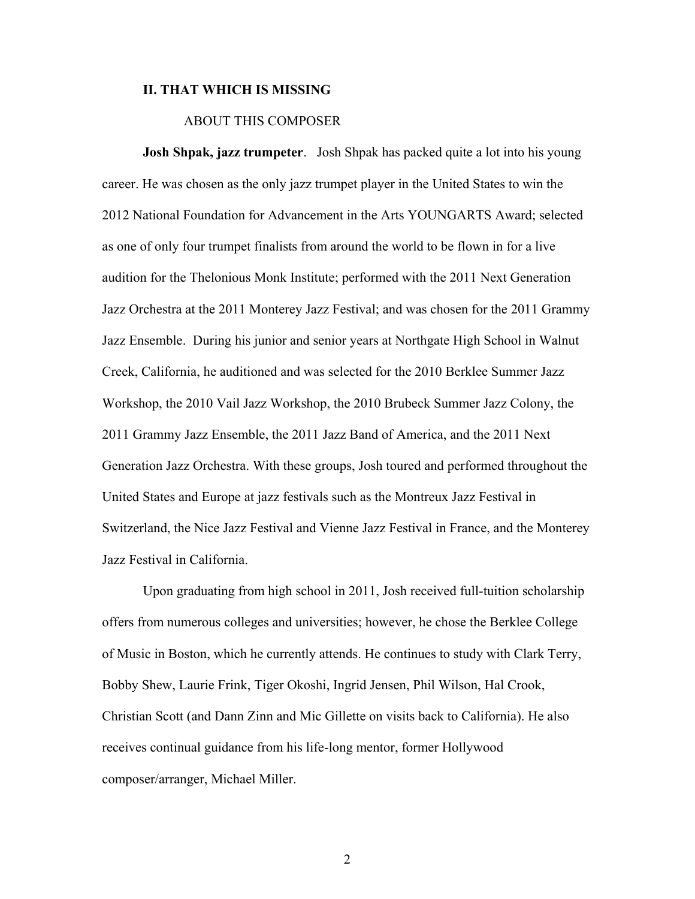## II. THAT WHICH IS MISSING

### ABOUT THIS COMPOSER

**Josh Shpak, jazz trumpeter**. Josh Shpak has packed quite a lot into his young career. He was chosen as the only jazz trumpet player in the United States to win the 2012 National Foundation for Advancement in the Arts YOUNGARTS Award; selected as one of only four trumpet finalists from around the world to be flown in for a live audition for the Thelonious Monk Institute; performed with the 2011 Next Generation Jazz Orchestra at the 2011 Monterey Jazz Festival; and was chosen for the 2011 Grammy Jazz Ensemble. During his junior and senior years at Northgate High School in Walnut Creek, California, he auditioned and was selected for the 2010 Berklee Summer Jazz Workshop, the 2010 Vail Jazz Workshop, the 2010 Brubeck Summer Jazz Colony, the 2011 Grammy Jazz Ensemble, the 2011 Jazz Band of America, and the 2011 Next Generation Jazz Orchestra. With these groups, Josh toured and performed throughout the United States and Europe at jazz festivals such as the Montreux Jazz Festival in Switzerland, the Nice Jazz Festival and Vienne Jazz Festival in France, and the Monterey Jazz Festival in California.

Upon graduating from high school in 2011, Josh received full-tuition scholarship offers from numerous colleges and universities; however, he chose the Berklee College of Music in Boston, which he currently attends. He continues to study with Clark Terry, Bobby Shew, Laurie Frink, Tiger Okoshi, Ingrid Jensen, Phil Wilson, Hal Crook, Christian Scott (and Dann Zinn and Mic Gillette on visits back to California). He also receives continual guidance from his life-long mentor, former Hollywood composer/arranger, Michael Miller.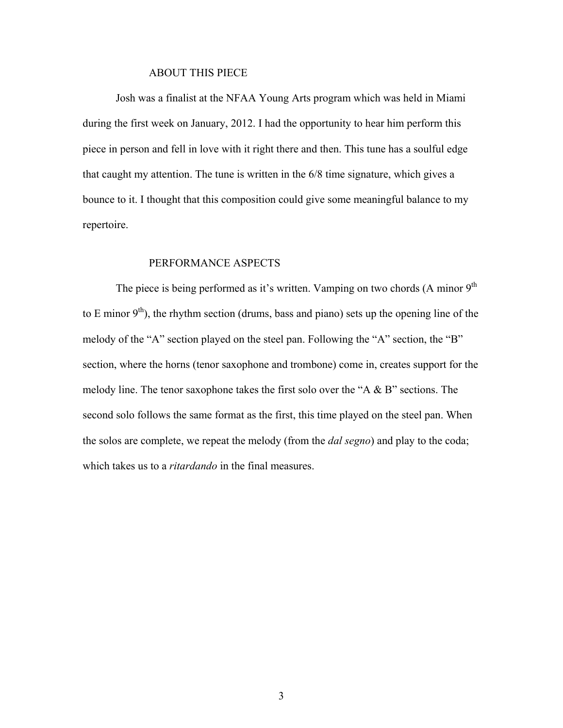## ABOUT THIS PIECE

Josh was a finalist at the NFAA Young Arts program which was held in Miami during the first week on January, 2012. I had the opportunity to hear him perform this piece in person and fell in love with it right there and then. This tune has a soulful edge that caught my attention. The tune is written in the 6/8 time signature, which gives a bounce to it. I thought that this composition could give some meaningful balance to my repertoire.

## PERFORMANCE ASPECTS

The piece is being performed as it's written. Vamping on two chords (A minor 9th to E minor 9th), the rhythm section (drums, bass and piano) sets up the opening line of the melody of the "A" section played on the steel pan. Following the "A" section, the "B" section, where the horns (tenor saxophone and trombone) come in, creates support for the melody line. The tenor saxophone takes the first solo over the "A & B" sections. The second solo follows the same format as the first, this time played on the steel pan. When the solos are complete, we repeat the melody (from the *dal segno*) and play to the coda; which takes us to a *ritardando* in the final measures.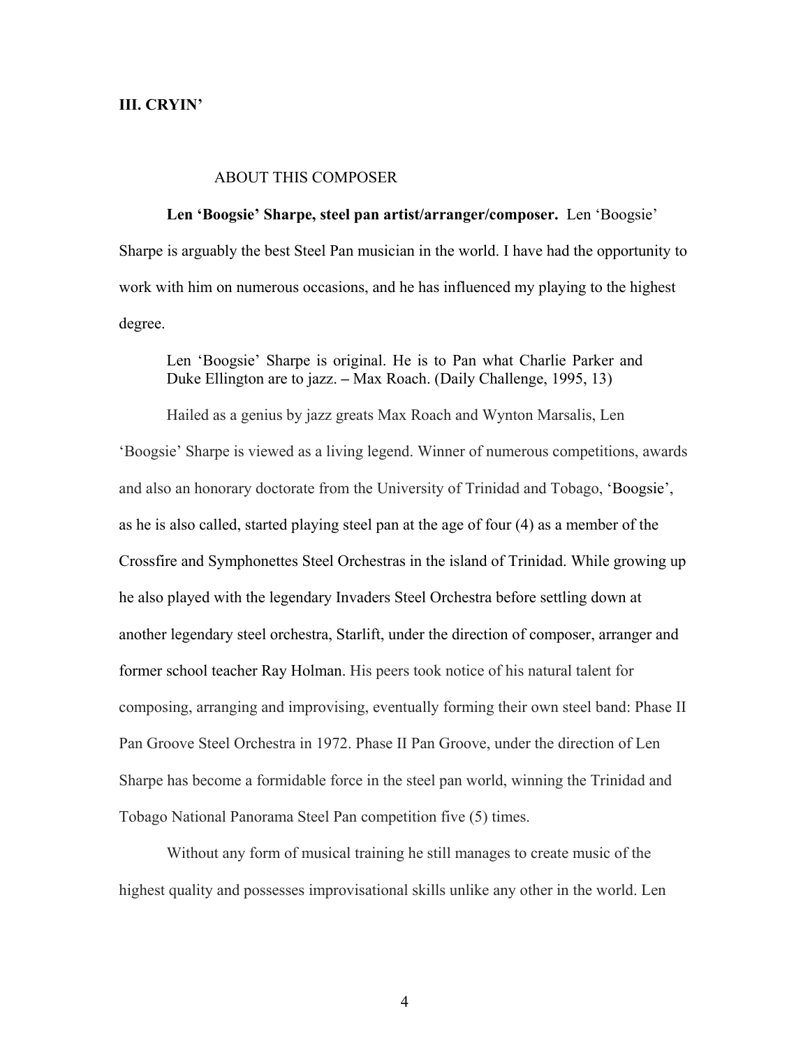**III. CRYIN'**

## ABOUT THIS COMPOSER

**Len 'Boogsie' Sharpe, steel pan artist/arranger/composer.** Len 'Boogsie' Sharpe is arguably the best Steel Pan musician in the world. I have had the opportunity to work with him on numerous occasions, and he has influenced my playing to the highest degree.

> Len 'Boogsie' Sharpe is original. He is to Pan what Charlie Parker and Duke Ellington are to jazz. – Max Roach. (Daily Challenge, 1995, 13)

Hailed as a genius by jazz greats Max Roach and Wynton Marsalis, Len 'Boogsie' Sharpe is viewed as a living legend. Winner of numerous competitions, awards and also an honorary doctorate from the University of Trinidad and Tobago, 'Boogsie', as he is also called, started playing steel pan at the age of four (4) as a member of the Crossfire and Symphonettes Steel Orchestras in the island of Trinidad. While growing up he also played with the legendary Invaders Steel Orchestra before settling down at another legendary steel orchestra, Starlift, under the direction of composer, arranger and former school teacher Ray Holman. His peers took notice of his natural talent for composing, arranging and improvising, eventually forming their own steel band: Phase II Pan Groove Steel Orchestra in 1972. Phase II Pan Groove, under the direction of Len Sharpe has become a formidable force in the steel pan world, winning the Trinidad and Tobago National Panorama Steel Pan competition five (5) times.

Without any form of musical training he still manages to create music of the highest quality and possesses improvisational skills unlike any other in the world. Len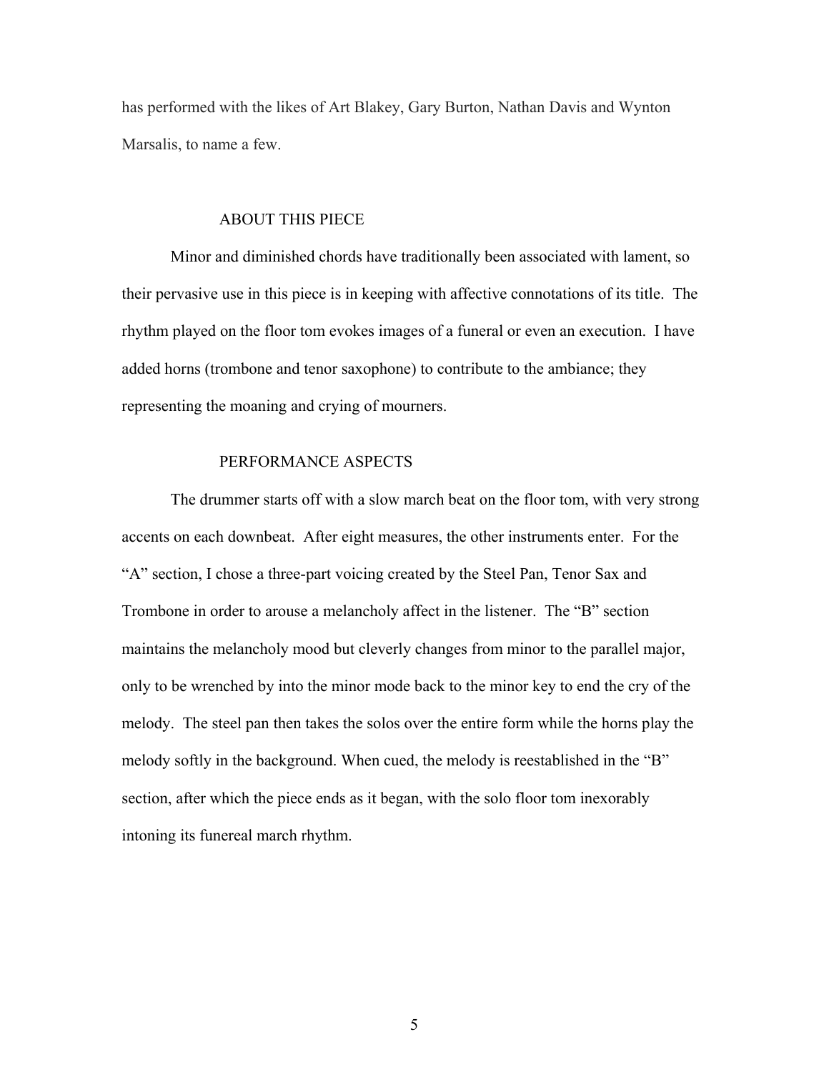has performed with the likes of Art Blakey, Gary Burton, Nathan Davis and Wynton Marsalis, to name a few.

## ABOUT THIS PIECE

Minor and diminished chords have traditionally been associated with lament, so their pervasive use in this piece is in keeping with affective connotations of its title. The rhythm played on the floor tom evokes images of a funeral or even an execution. I have added horns (trombone and tenor saxophone) to contribute to the ambiance; they representing the moaning and crying of mourners.

## PERFORMANCE ASPECTS

The drummer starts off with a slow march beat on the floor tom, with very strong accents on each downbeat. After eight measures, the other instruments enter. For the "A" section, I chose a three-part voicing created by the Steel Pan, Tenor Sax and Trombone in order to arouse a melancholy affect in the listener. The "B" section maintains the melancholy mood but cleverly changes from minor to the parallel major, only to be wrenched by into the minor mode back to the minor key to end the cry of the melody. The steel pan then takes the solos over the entire form while the horns play the melody softly in the background. When cued, the melody is reestablished in the "B" section, after which the piece ends as it began, with the solo floor tom inexorably intoning its funereal march rhythm.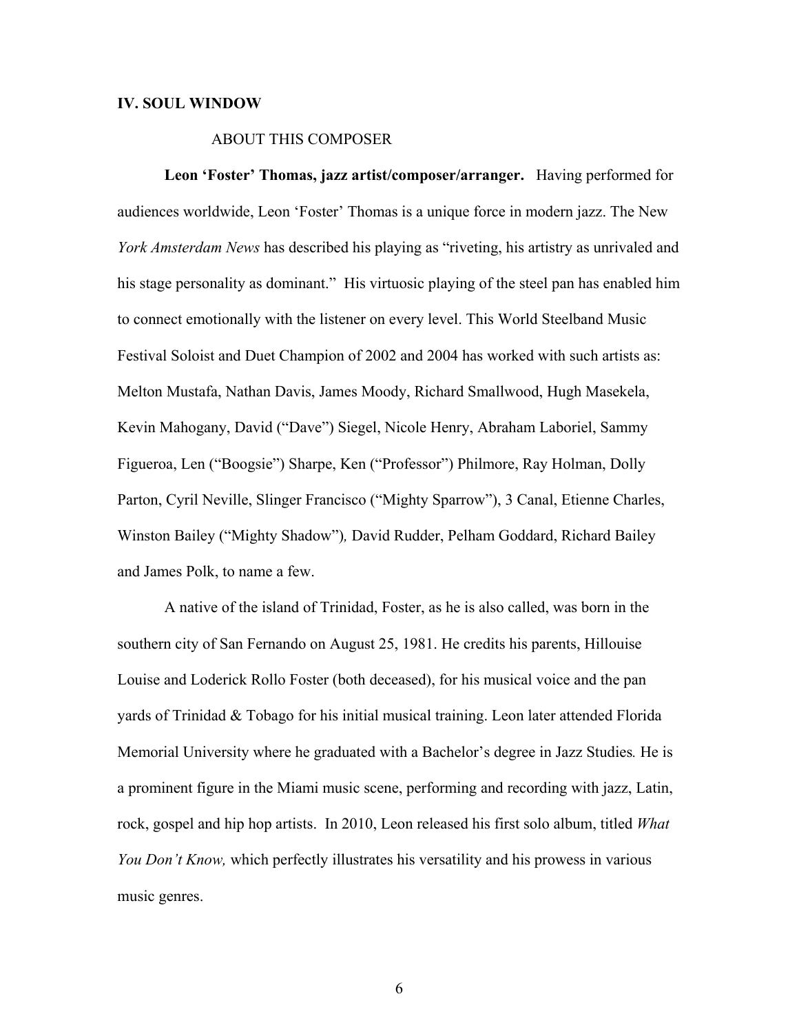## IV. SOUL WINDOW

### ABOUT THIS COMPOSER

**Leon 'Foster' Thomas, jazz artist/composer/arranger.** Having performed for audiences worldwide, Leon 'Foster' Thomas is a unique force in modern jazz. The New *York Amsterdam News* has described his playing as "riveting, his artistry as unrivaled and his stage personality as dominant." His virtuosic playing of the steel pan has enabled him to connect emotionally with the listener on every level. This World Steelband Music Festival Soloist and Duet Champion of 2002 and 2004 has worked with such artists as: Melton Mustafa, Nathan Davis, James Moody, Richard Smallwood, Hugh Masekela, Kevin Mahogany, David ("Dave") Siegel, Nicole Henry, Abraham Laboriel, Sammy Figueroa, Len ("Boogsie") Sharpe, Ken ("Professor") Philmore, Ray Holman, Dolly Parton, Cyril Neville, Slinger Francisco ("Mighty Sparrow"), 3 Canal, Etienne Charles, Winston Bailey ("Mighty Shadow"), David Rudder, Pelham Goddard, Richard Bailey and James Polk, to name a few.

A native of the island of Trinidad, Foster, as he is also called, was born in the southern city of San Fernando on August 25, 1981. He credits his parents, Hillouise Louise and Loderick Rollo Foster (both deceased), for his musical voice and the pan yards of Trinidad & Tobago for his initial musical training. Leon later attended Florida Memorial University where he graduated with a Bachelor's degree in Jazz Studies*.* He is a prominent figure in the Miami music scene, performing and recording with jazz, Latin, rock, gospel and hip hop artists. In 2010, Leon released his first solo album, titled *What You Don't Know,* which perfectly illustrates his versatility and his prowess in various music genres.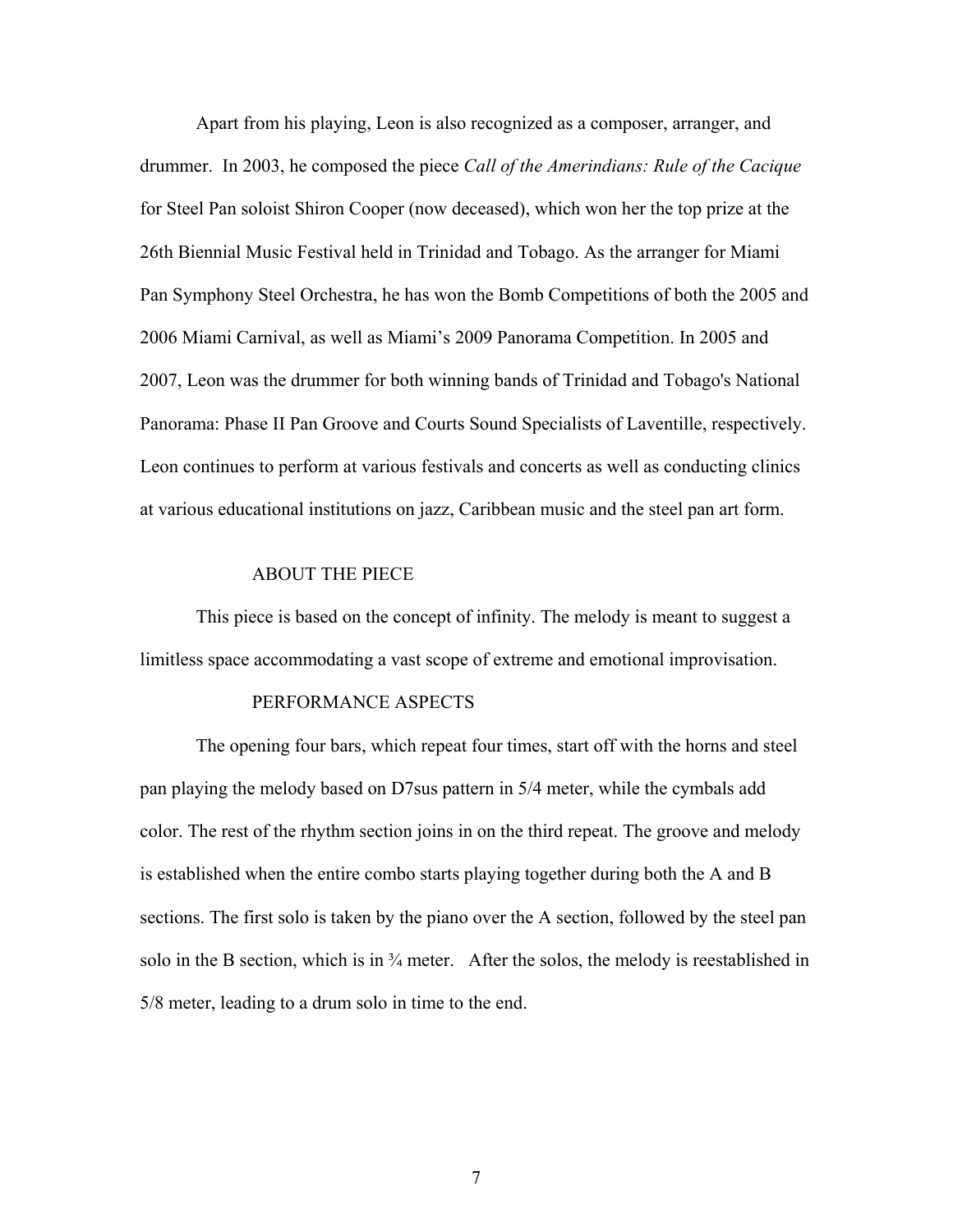Apart from his playing, Leon is also recognized as a composer, arranger, and drummer. In 2003, he composed the piece *Call of the Amerindians: Rule of the Cacique* for Steel Pan soloist Shiron Cooper (now deceased), which won her the top prize at the 26th Biennial Music Festival held in Trinidad and Tobago. As the arranger for Miami Pan Symphony Steel Orchestra, he has won the Bomb Competitions of both the 2005 and 2006 Miami Carnival, as well as Miami's 2009 Panorama Competition. In 2005 and 2007, Leon was the drummer for both winning bands of Trinidad and Tobago's National Panorama: Phase II Pan Groove and Courts Sound Specialists of Laventille, respectively. Leon continues to perform at various festivals and concerts as well as conducting clinics at various educational institutions on jazz, Caribbean music and the steel pan art form.

## ABOUT THE PIECE

This piece is based on the concept of infinity. The melody is meant to suggest a limitless space accommodating a vast scope of extreme and emotional improvisation.

## PERFORMANCE ASPECTS

The opening four bars, which repeat four times, start off with the horns and steel pan playing the melody based on D7sus pattern in 5/4 meter, while the cymbals add color. The rest of the rhythm section joins in on the third repeat. The groove and melody is established when the entire combo starts playing together during both the A and B sections. The first solo is taken by the piano over the A section, followed by the steel pan solo in the B section, which is in ¾ meter. After the solos, the melody is reestablished in 5/8 meter, leading to a drum solo in time to the end.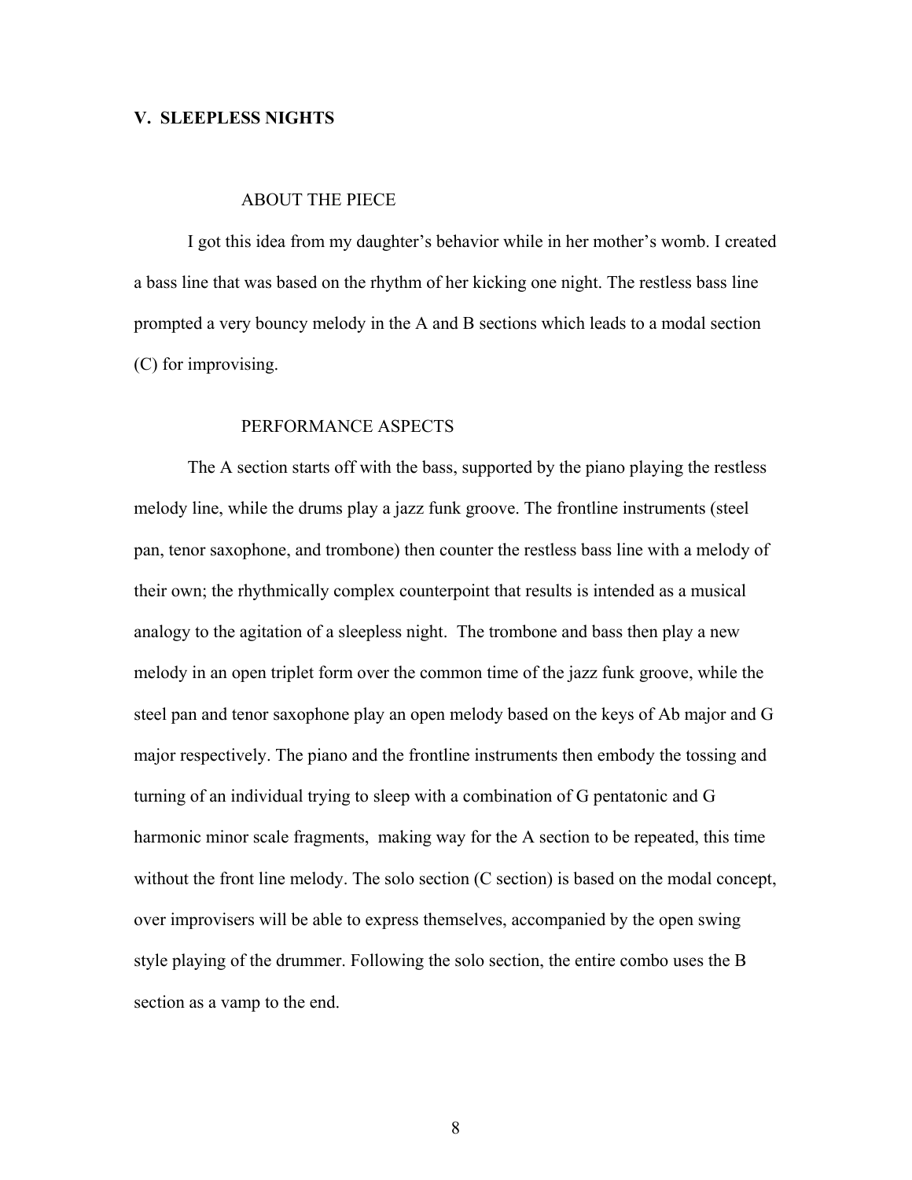## V. SLEEPLESS NIGHTS

### ABOUT THE PIECE

I got this idea from my daughter's behavior while in her mother's womb. I created a bass line that was based on the rhythm of her kicking one night. The restless bass line prompted a very bouncy melody in the A and B sections which leads to a modal section (C) for improvising.

### PERFORMANCE ASPECTS

The A section starts off with the bass, supported by the piano playing the restless melody line, while the drums play a jazz funk groove. The frontline instruments (steel pan, tenor saxophone, and trombone) then counter the restless bass line with a melody of their own; the rhythmically complex counterpoint that results is intended as a musical analogy to the agitation of a sleepless night. The trombone and bass then play a new melody in an open triplet form over the common time of the jazz funk groove, while the steel pan and tenor saxophone play an open melody based on the keys of Ab major and G major respectively. The piano and the frontline instruments then embody the tossing and turning of an individual trying to sleep with a combination of G pentatonic and G harmonic minor scale fragments, making way for the A section to be repeated, this time without the front line melody. The solo section (C section) is based on the modal concept, over improvisers will be able to express themselves, accompanied by the open swing style playing of the drummer. Following the solo section, the entire combo uses the B section as a vamp to the end.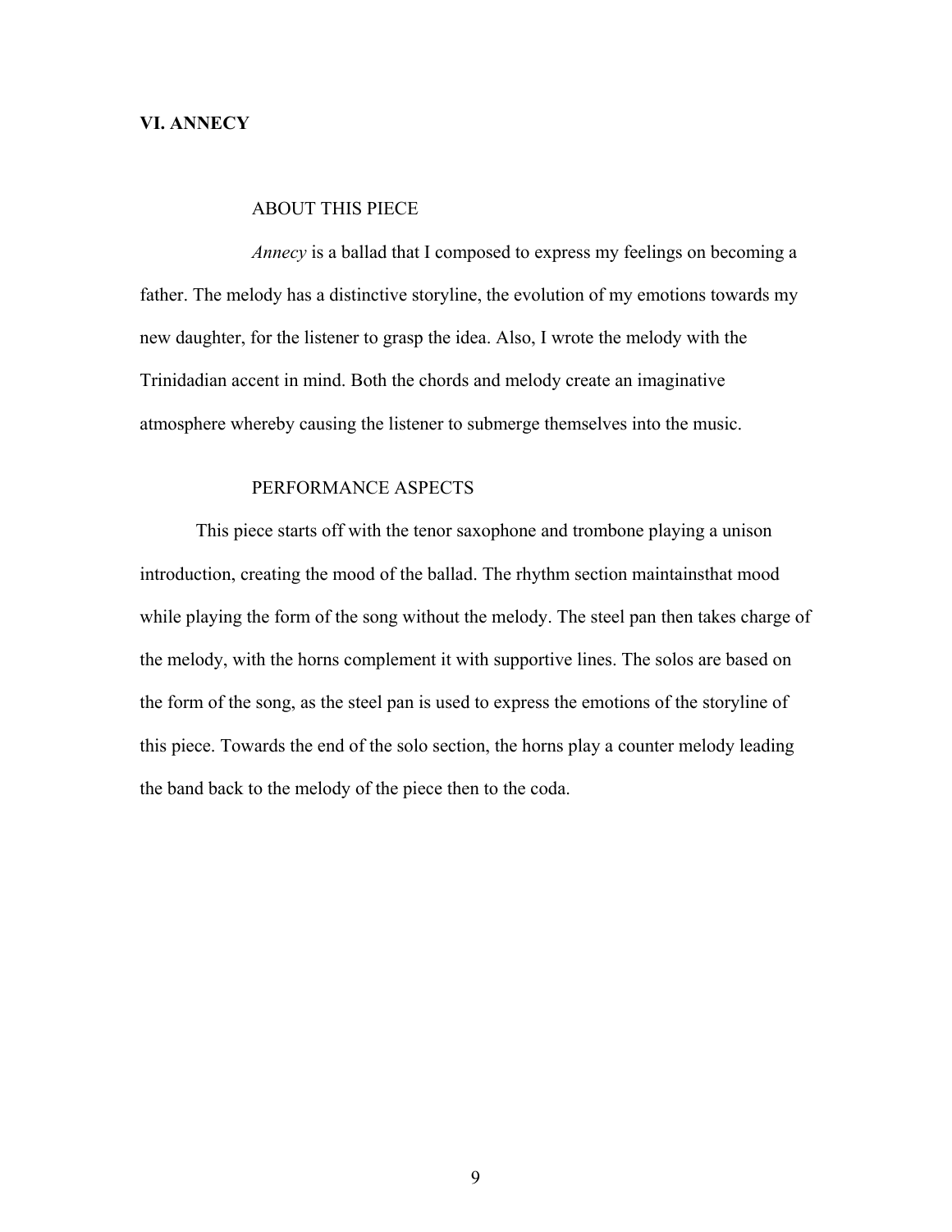## VI. ANNECY

### ABOUT THIS PIECE

*Annecy* is a ballad that I composed to express my feelings on becoming a father. The melody has a distinctive storyline, the evolution of my emotions towards my new daughter, for the listener to grasp the idea. Also, I wrote the melody with the Trinidadian accent in mind. Both the chords and melody create an imaginative atmosphere whereby causing the listener to submerge themselves into the music.

### PERFORMANCE ASPECTS

This piece starts off with the tenor saxophone and trombone playing a unison introduction, creating the mood of the ballad. The rhythm section maintainsthat mood while playing the form of the song without the melody. The steel pan then takes charge of the melody, with the horns complement it with supportive lines. The solos are based on the form of the song, as the steel pan is used to express the emotions of the storyline of this piece. Towards the end of the solo section, the horns play a counter melody leading the band back to the melody of the piece then to the coda.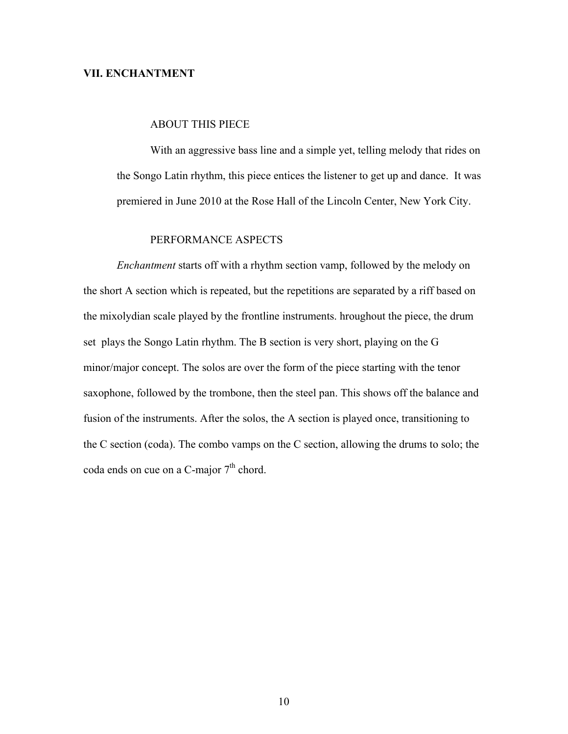## VII. ENCHANTMENT

### ABOUT THIS PIECE

With an aggressive bass line and a simple yet, telling melody that rides on the Songo Latin rhythm, this piece entices the listener to get up and dance. It was premiered in June 2010 at the Rose Hall of the Lincoln Center, New York City.

### PERFORMANCE ASPECTS

*Enchantment* starts off with a rhythm section vamp, followed by the melody on the short A section which is repeated, but the repetitions are separated by a riff based on the mixolydian scale played by the frontline instruments. hroughout the piece, the drum set plays the Songo Latin rhythm. The B section is very short, playing on the G minor/major concept. The solos are over the form of the piece starting with the tenor saxophone, followed by the trombone, then the steel pan. This shows off the balance and fusion of the instruments. After the solos, the A section is played once, transitioning to the C section (coda). The combo vamps on the C section, allowing the drums to solo; the coda ends on cue on a C-major 7th chord.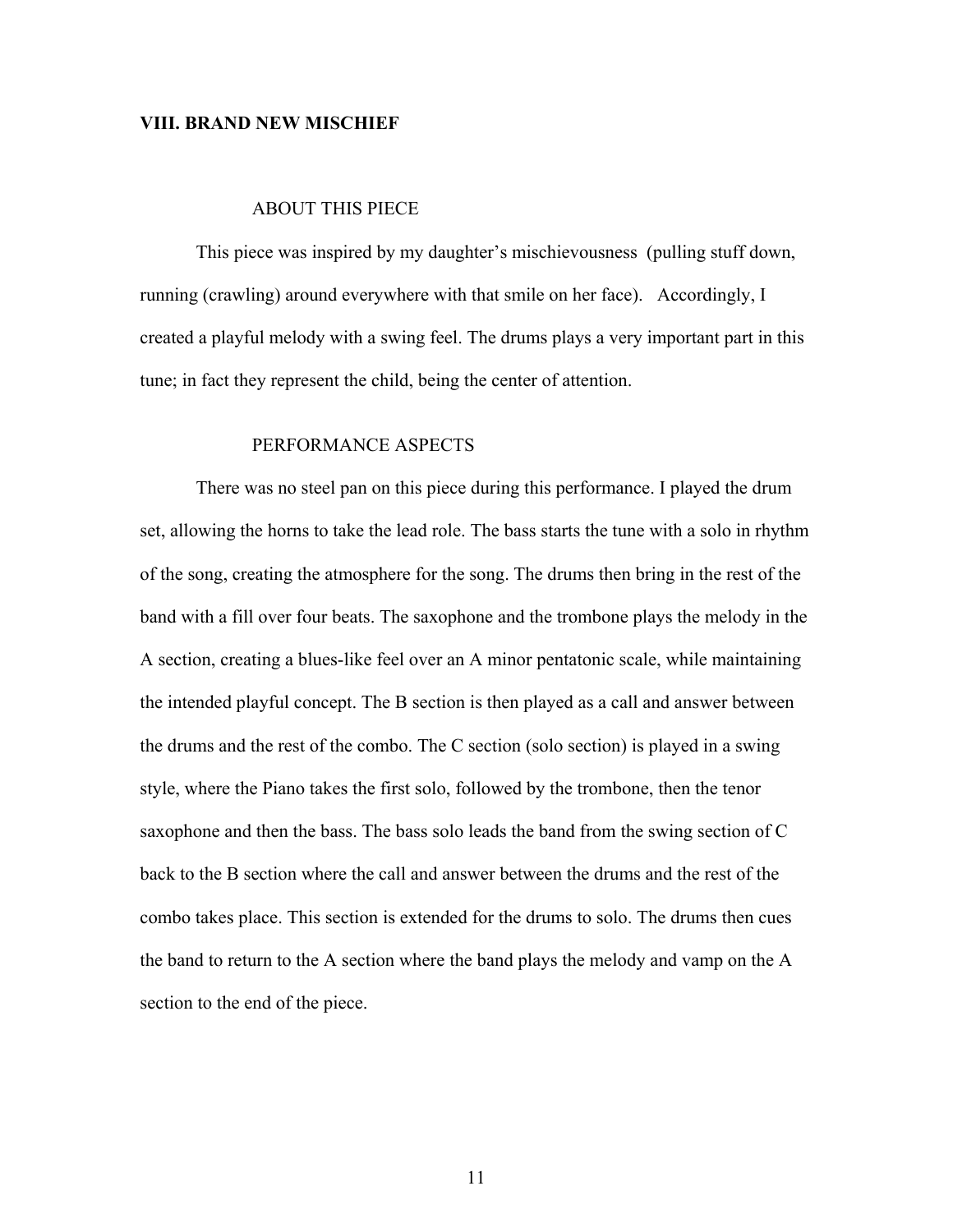## VIII. BRAND NEW MISCHIEF

### ABOUT THIS PIECE

This piece was inspired by my daughter's mischievousness (pulling stuff down, running (crawling) around everywhere with that smile on her face). Accordingly, I created a playful melody with a swing feel. The drums plays a very important part in this tune; in fact they represent the child, being the center of attention.

### PERFORMANCE ASPECTS

There was no steel pan on this piece during this performance. I played the drum set, allowing the horns to take the lead role. The bass starts the tune with a solo in rhythm of the song, creating the atmosphere for the song. The drums then bring in the rest of the band with a fill over four beats. The saxophone and the trombone plays the melody in the A section, creating a blues-like feel over an A minor pentatonic scale, while maintaining the intended playful concept. The B section is then played as a call and answer between the drums and the rest of the combo. The C section (solo section) is played in a swing style, where the Piano takes the first solo, followed by the trombone, then the tenor saxophone and then the bass. The bass solo leads the band from the swing section of C back to the B section where the call and answer between the drums and the rest of the combo takes place. This section is extended for the drums to solo. The drums then cues the band to return to the A section where the band plays the melody and vamp on the A section to the end of the piece.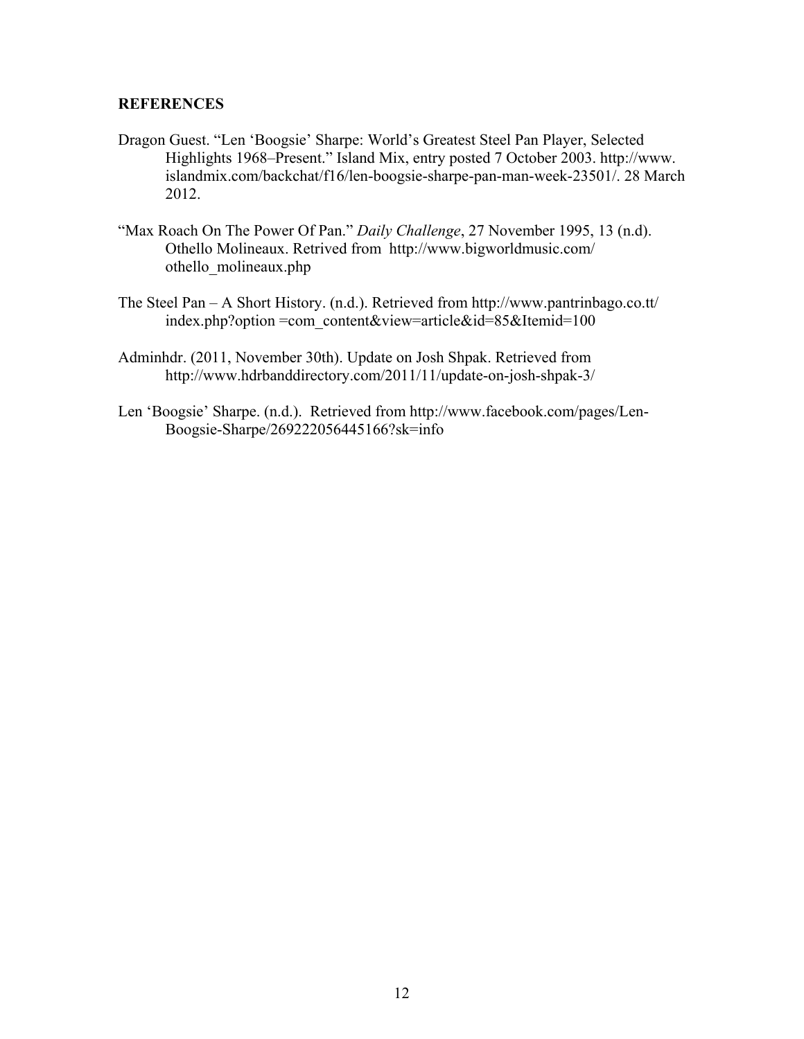**REFERENCES**

Dragon Guest. "Len 'Boogsie' Sharpe: World's Greatest Steel Pan Player, Selected Highlights 1968–Present." Island Mix, entry posted 7 October 2003. http://www.islandmix.com/backchat/f16/len-boogsie-sharpe-pan-man-week-23501/. 28 March 2012.

"Max Roach On The Power Of Pan." *Daily Challenge*, 27 November 1995, 13 (n.d). Othello Molineaux. Retrived from http://www.bigworldmusic.com/othello_molineaux.php

The Steel Pan – A Short History. (n.d.). Retrieved from http://www.pantrinbago.co.tt/index.php?option =com_content&view=article&id=85&Itemid=100

Adminhdr. (2011, November 30th). Update on Josh Shpak. Retrieved from http://www.hdrbanddirectory.com/2011/11/update-on-josh-shpak-3/

Len 'Boogsie' Sharpe. (n.d.). Retrieved from http://www.facebook.com/pages/Len-Boogsie-Sharpe/269222056445166?sk=info